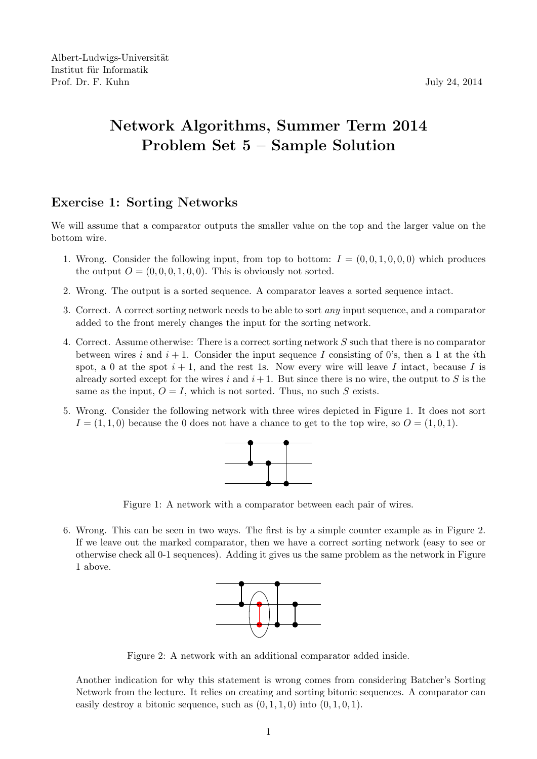Albert-Ludwigs-Universität
Institut für Informatik
Prof. Dr. F. Kuhn

July 24, 2014

# Network Algorithms, Summer Term 2014
# Problem Set 5 – Sample Solution

## Exercise 1: Sorting Networks

We will assume that a comparator outputs the smaller value on the top and the larger value on the bottom wire.

1. Wrong. Consider the following input, from top to bottom: $I = (0, 0, 1, 0, 0, 0)$ which produces the output $O = (0, 0, 0, 1, 0, 0)$. This is obviously not sorted.

2. Wrong. The output is a sorted sequence. A comparator leaves a sorted sequence intact.

3. Correct. A correct sorting network needs to be able to sort *any* input sequence, and a comparator added to the front merely changes the input for the sorting network.

4. Correct. Assume otherwise: There is a correct sorting network $S$ such that there is no comparator between wires $i$ and $i + 1$. Consider the input sequence $I$ consisting of 0's, then a 1 at the $i$th spot, a 0 at the spot $i + 1$, and the rest 1s. Now every wire will leave $I$ intact, because $I$ is already sorted except for the wires $i$ and $i + 1$. But since there is no wire, the output to $S$ is the same as the input, $O = I$, which is not sorted. Thus, no such $S$ exists.

5. Wrong. Consider the following network with three wires depicted in Figure 1. It does not sort $I = (1, 1, 0)$ because the 0 does not have a chance to get to the top wire, so $O = (1, 0, 1)$.

   Figure 1: A network with a comparator between each pair of wires.

6. Wrong. This can be seen in two ways. The first is by a simple counter example as in Figure 2. If we leave out the marked comparator, then we have a correct sorting network (easy to see or otherwise check all 0-1 sequences). Adding it gives us the same problem as the network in Figure 1 above.

   Figure 2: A network with an additional comparator added inside.

   Another indication for why this statement is wrong comes from considering Batcher's Sorting Network from the lecture. It relies on creating and sorting bitonic sequences. A comparator can easily destroy a bitonic sequence, such as $(0, 1, 1, 0)$ into $(0, 1, 0, 1)$.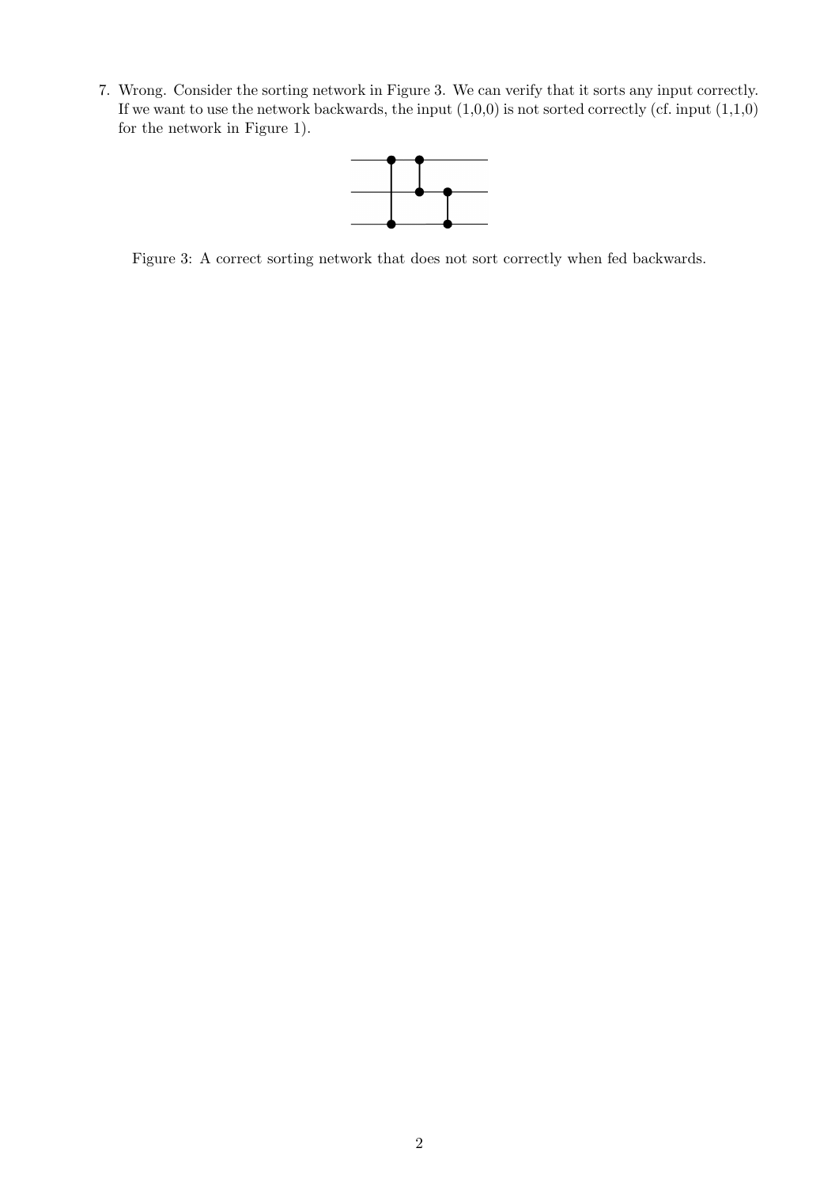7. Wrong. Consider the sorting network in Figure 3. We can verify that it sorts any input correctly. If we want to use the network backwards, the input (1,0,0) is not sorted correctly (cf. input (1,1,0) for the network in Figure 1).

Figure 3: A correct sorting network that does not sort correctly when fed backwards.